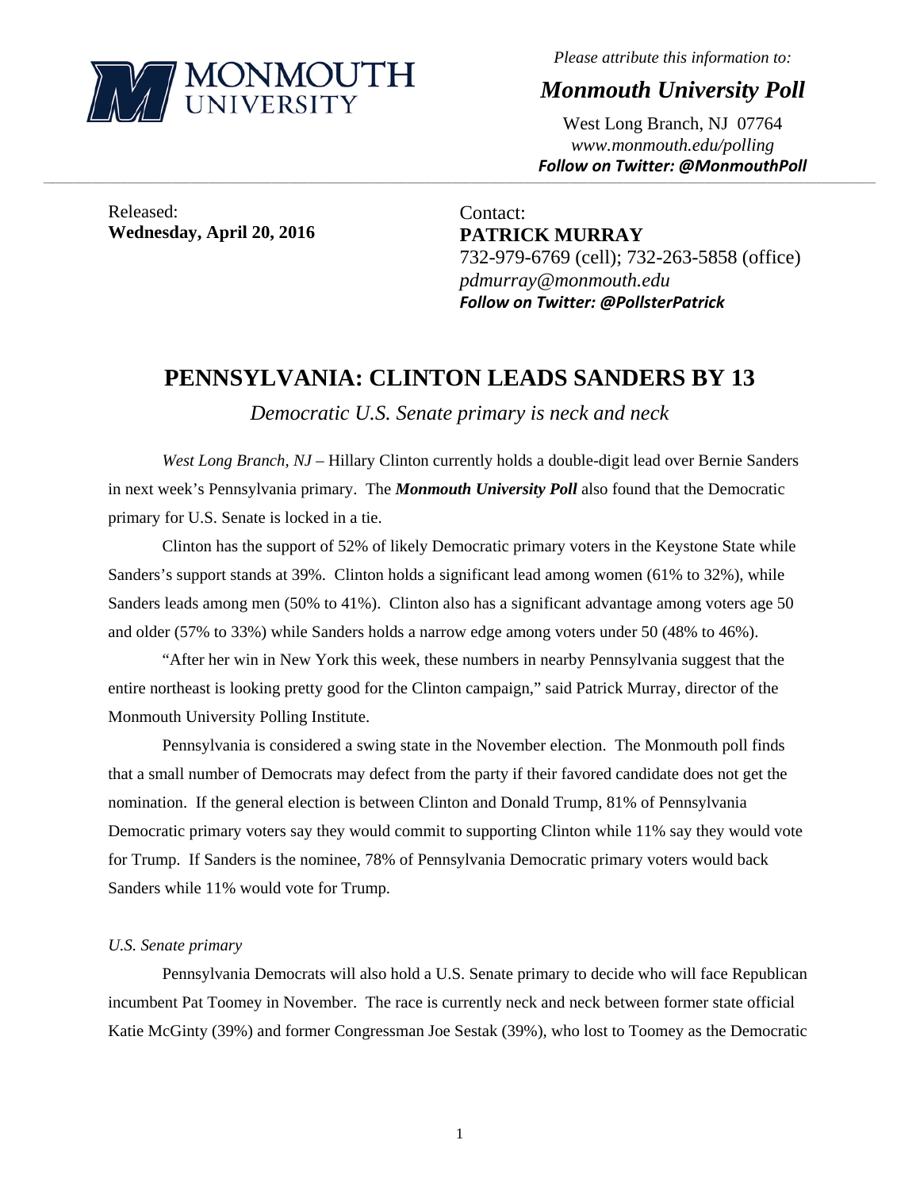MONMOUTH UNIVERSITY

*Please attribute this information to:*

***Monmouth University Poll***

West Long Branch, NJ 07764
*www.monmouth.edu/polling*
***Follow on Twitter: @MonmouthPoll***

---

Released:
**Wednesday, April 20, 2016**

Contact:
**PATRICK MURRAY**
732-979-6769 (cell); 732-263-5858 (office)
*pdmurray@monmouth.edu*
***Follow on Twitter: @PollsterPatrick***

# PENNSYLVANIA: CLINTON LEADS SANDERS BY 13

*Democratic U.S. Senate primary is neck and neck*

*West Long Branch, NJ* – Hillary Clinton currently holds a double-digit lead over Bernie Sanders in next week's Pennsylvania primary. The ***Monmouth University Poll*** also found that the Democratic primary for U.S. Senate is locked in a tie.

Clinton has the support of 52% of likely Democratic primary voters in the Keystone State while Sanders's support stands at 39%. Clinton holds a significant lead among women (61% to 32%), while Sanders leads among men (50% to 41%). Clinton also has a significant advantage among voters age 50 and older (57% to 33%) while Sanders holds a narrow edge among voters under 50 (48% to 46%).

"After her win in New York this week, these numbers in nearby Pennsylvania suggest that the entire northeast is looking pretty good for the Clinton campaign," said Patrick Murray, director of the Monmouth University Polling Institute.

Pennsylvania is considered a swing state in the November election. The Monmouth poll finds that a small number of Democrats may defect from the party if their favored candidate does not get the nomination. If the general election is between Clinton and Donald Trump, 81% of Pennsylvania Democratic primary voters say they would commit to supporting Clinton while 11% say they would vote for Trump. If Sanders is the nominee, 78% of Pennsylvania Democratic primary voters would back Sanders while 11% would vote for Trump.

*U.S. Senate primary*

Pennsylvania Democrats will also hold a U.S. Senate primary to decide who will face Republican incumbent Pat Toomey in November. The race is currently neck and neck between former state official Katie McGinty (39%) and former Congressman Joe Sestak (39%), who lost to Toomey as the Democratic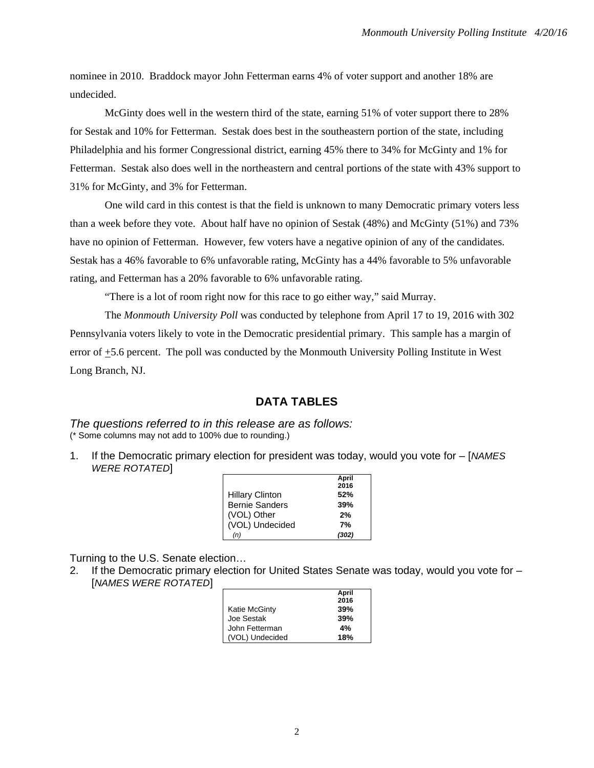nominee in 2010. Braddock mayor John Fetterman earns 4% of voter support and another 18% are undecided.

McGinty does well in the western third of the state, earning 51% of voter support there to 28% for Sestak and 10% for Fetterman. Sestak does best in the southeastern portion of the state, including Philadelphia and his former Congressional district, earning 45% there to 34% for McGinty and 1% for Fetterman. Sestak also does well in the northeastern and central portions of the state with 43% support to 31% for McGinty, and 3% for Fetterman.

One wild card in this contest is that the field is unknown to many Democratic primary voters less than a week before they vote. About half have no opinion of Sestak (48%) and McGinty (51%) and 73% have no opinion of Fetterman. However, few voters have a negative opinion of any of the candidates. Sestak has a 46% favorable to 6% unfavorable rating, McGinty has a 44% favorable to 5% unfavorable rating, and Fetterman has a 20% favorable to 6% unfavorable rating.

"There is a lot of room right now for this race to go either way," said Murray.

The *Monmouth University Poll* was conducted by telephone from April 17 to 19, 2016 with 302 Pennsylvania voters likely to vote in the Democratic presidential primary. This sample has a margin of error of ±5.6 percent. The poll was conducted by the Monmouth University Polling Institute in West Long Branch, NJ.

## DATA TABLES

*The questions referred to in this release are as follows:*
(* Some columns may not add to 100% due to rounding.)

1. If the Democratic primary election for president was today, would you vote for – [*NAMES WERE ROTATED*]

| | April 2016 |
|---|---|
| Hillary Clinton | **52%** |
| Bernie Sanders | **39%** |
| (VOL) Other | **2%** |
| (VOL) Undecided | **7%** |
| *(n)* | ***(302)*** |

Turning to the U.S. Senate election…

2. If the Democratic primary election for United States Senate was today, would you vote for – [*NAMES WERE ROTATED*]

| | April 2016 |
|---|---|
| Katie McGinty | **39%** |
| Joe Sestak | **39%** |
| John Fetterman | **4%** |
| (VOL) Undecided | **18%** |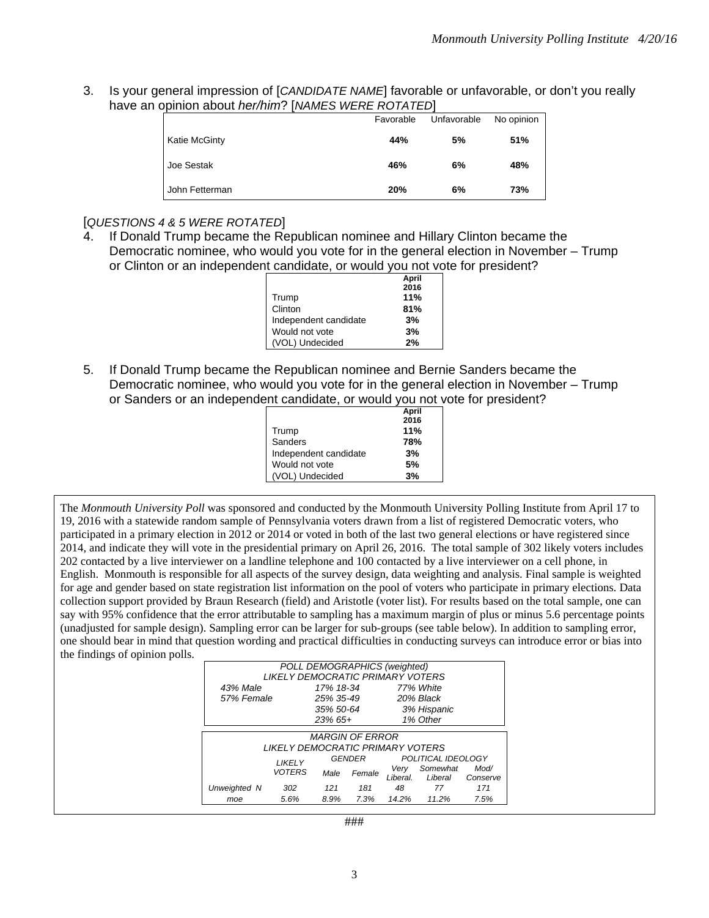3. Is your general impression of [*CANDIDATE NAME*] favorable or unfavorable, or don't you really have an opinion about *her/him*? [*NAMES WERE ROTATED*]

| | Favorable | Unfavorable | No opinion |
|---|---|---|---|
| Katie McGinty | **44%** | **5%** | **51%** |
| Joe Sestak | **46%** | **6%** | **48%** |
| John Fetterman | **20%** | **6%** | **73%** |

[*QUESTIONS 4 & 5 WERE ROTATED*]

4. If Donald Trump became the Republican nominee and Hillary Clinton became the Democratic nominee, who would you vote for in the general election in November – Trump or Clinton or an independent candidate, or would you not vote for president?

| | April 2016 |
|---|---|
| Trump | **11%** |
| Clinton | **81%** |
| Independent candidate | **3%** |
| Would not vote | **3%** |
| (VOL) Undecided | **2%** |

5. If Donald Trump became the Republican nominee and Bernie Sanders became the Democratic nominee, who would you vote for in the general election in November – Trump or Sanders or an independent candidate, or would you not vote for president?

| | April 2016 |
|---|---|
| Trump | **11%** |
| Sanders | **78%** |
| Independent candidate | **3%** |
| Would not vote | **5%** |
| (VOL) Undecided | **3%** |

The *Monmouth University Poll* was sponsored and conducted by the Monmouth University Polling Institute from April 17 to 19, 2016 with a statewide random sample of Pennsylvania voters drawn from a list of registered Democratic voters, who participated in a primary election in 2012 or 2014 or voted in both of the last two general elections or have registered since 2014, and indicate they will vote in the presidential primary on April 26, 2016. The total sample of 302 likely voters includes 202 contacted by a live interviewer on a landline telephone and 100 contacted by a live interviewer on a cell phone, in English. Monmouth is responsible for all aspects of the survey design, data weighting and analysis. Final sample is weighted for age and gender based on state registration list information on the pool of voters who participate in primary elections. Data collection support provided by Braun Research (field) and Aristotle (voter list). For results based on the total sample, one can say with 95% confidence that the error attributable to sampling has a maximum margin of plus or minus 5.6 percentage points (unadjusted for sample design). Sampling error can be larger for sub-groups (see table below). In addition to sampling error, one should bear in mind that question wording and practical difficulties in conducting surveys can introduce error or bias into the findings of opinion polls.

*POLL DEMOGRAPHICS (weighted)*
*LIKELY DEMOCRATIC PRIMARY VOTERS*

| | | |
|---|---|---|
| *43% Male* | *17% 18-34* | *77% White* |
| *57% Female* | *25% 35-49* | *20% Black* |
| | *35% 50-64* | *3% Hispanic* |
| | *23% 65+* | *1% Other* |

*MARGIN OF ERROR*
*LIKELY DEMOCRATIC PRIMARY VOTERS*

| | LIKELY VOTERS | GENDER | | POLITICAL IDEOLOGY | | |
|---|---|---|---|---|---|---|
| | | *Male* | *Female* | *Very Liberal.* | *Somewhat Liberal* | *Mod/ Conserve* |
| *Unweighted N* | *302* | *121* | *181* | *48* | *77* | *171* |
| *moe* | *5.6%* | *8.9%* | *7.3%* | *14.2%* | *11.2%* | *7.5%* |

###